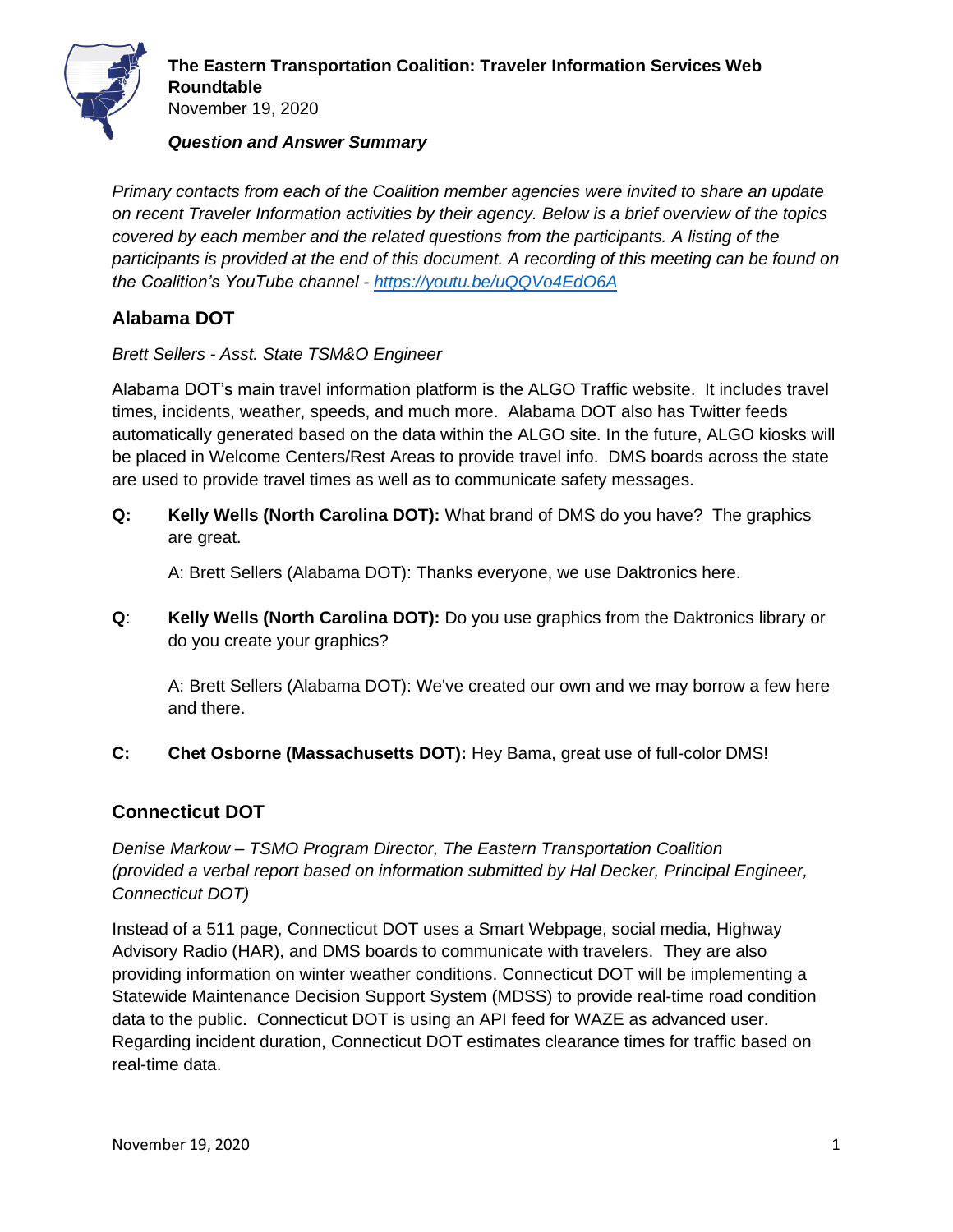# The Eastern Transportation Coalition: Traveler Information Services Web Roundtable

November 19, 2020

***Question and Answer Summary***

*Primary contacts from each of the Coalition member agencies were invited to share an update on recent Traveler Information activities by their agency. Below is a brief overview of the topics covered by each member and the related questions from the participants. A listing of the participants is provided at the end of this document. A recording of this meeting can be found on the Coalition's YouTube channel - [https://youtu.be/uQQVo4EdO6A](https://youtu.be/uQQVo4EdO6A)*

## Alabama DOT

*Brett Sellers - Asst. State TSM&O Engineer*

Alabama DOT's main travel information platform is the ALGO Traffic website. It includes travel times, incidents, weather, speeds, and much more. Alabama DOT also has Twitter feeds automatically generated based on the data within the ALGO site. In the future, ALGO kiosks will be placed in Welcome Centers/Rest Areas to provide travel info. DMS boards across the state are used to provide travel times as well as to communicate safety messages.

**Q:** **Kelly Wells (North Carolina DOT):** What brand of DMS do you have? The graphics are great.

A: Brett Sellers (Alabama DOT): Thanks everyone, we use Daktronics here.

**Q**: **Kelly Wells (North Carolina DOT):** Do you use graphics from the Daktronics library or do you create your graphics?

A: Brett Sellers (Alabama DOT): We've created our own and we may borrow a few here and there.

**C:** **Chet Osborne (Massachusetts DOT):** Hey Bama, great use of full-color DMS!

## Connecticut DOT

*Denise Markow – TSMO Program Director, The Eastern Transportation Coalition (provided a verbal report based on information submitted by Hal Decker, Principal Engineer, Connecticut DOT)*

Instead of a 511 page, Connecticut DOT uses a Smart Webpage, social media, Highway Advisory Radio (HAR), and DMS boards to communicate with travelers. They are also providing information on winter weather conditions. Connecticut DOT will be implementing a Statewide Maintenance Decision Support System (MDSS) to provide real-time road condition data to the public. Connecticut DOT is using an API feed for WAZE as advanced user. Regarding incident duration, Connecticut DOT estimates clearance times for traffic based on real-time data.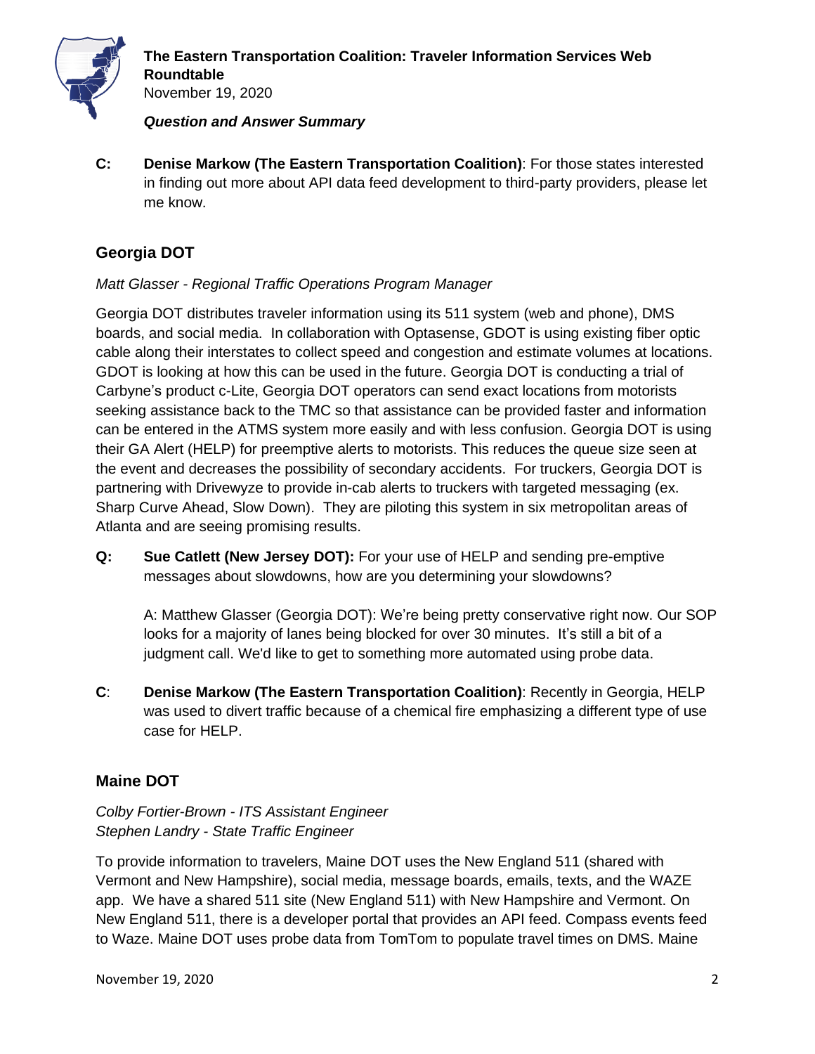**C:** **Denise Markow (The Eastern Transportation Coalition)**: For those states interested in finding out more about API data feed development to third-party providers, please let me know.

## Georgia DOT

*Matt Glasser - Regional Traffic Operations Program Manager*

Georgia DOT distributes traveler information using its 511 system (web and phone), DMS boards, and social media. In collaboration with Optasense, GDOT is using existing fiber optic cable along their interstates to collect speed and congestion and estimate volumes at locations. GDOT is looking at how this can be used in the future. Georgia DOT is conducting a trial of Carbyne's product c-Lite, Georgia DOT operators can send exact locations from motorists seeking assistance back to the TMC so that assistance can be provided faster and information can be entered in the ATMS system more easily and with less confusion. Georgia DOT is using their GA Alert (HELP) for preemptive alerts to motorists. This reduces the queue size seen at the event and decreases the possibility of secondary accidents. For truckers, Georgia DOT is partnering with Drivewyze to provide in-cab alerts to truckers with targeted messaging (ex. Sharp Curve Ahead, Slow Down). They are piloting this system in six metropolitan areas of Atlanta and are seeing promising results.

**Q:** **Sue Catlett (New Jersey DOT):** For your use of HELP and sending pre-emptive messages about slowdowns, how are you determining your slowdowns?

A: Matthew Glasser (Georgia DOT): We're being pretty conservative right now. Our SOP looks for a majority of lanes being blocked for over 30 minutes. It's still a bit of a judgment call. We'd like to get to something more automated using probe data.

**C**: **Denise Markow (The Eastern Transportation Coalition)**: Recently in Georgia, HELP was used to divert traffic because of a chemical fire emphasizing a different type of use case for HELP.

## Maine DOT

*Colby Fortier-Brown - ITS Assistant Engineer*
*Stephen Landry - State Traffic Engineer*

To provide information to travelers, Maine DOT uses the New England 511 (shared with Vermont and New Hampshire), social media, message boards, emails, texts, and the WAZE app. We have a shared 511 site (New England 511) with New Hampshire and Vermont. On New England 511, there is a developer portal that provides an API feed. Compass events feed to Waze. Maine DOT uses probe data from TomTom to populate travel times on DMS. Maine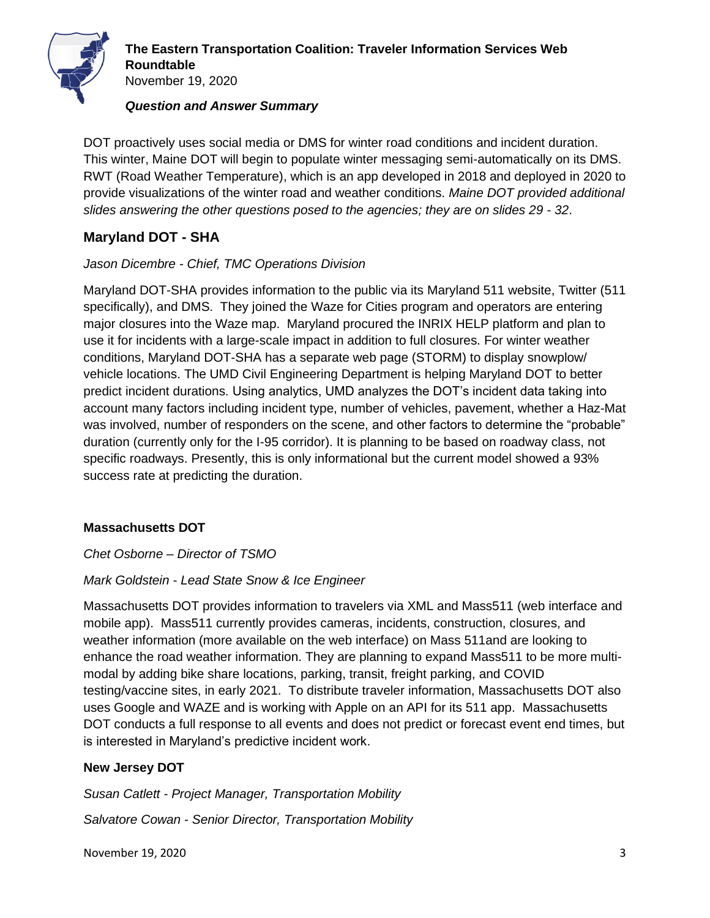DOT proactively uses social media or DMS for winter road conditions and incident duration. This winter, Maine DOT will begin to populate winter messaging semi-automatically on its DMS. RWT (Road Weather Temperature), which is an app developed in 2018 and deployed in 2020 to provide visualizations of the winter road and weather conditions. *Maine DOT provided additional slides answering the other questions posed to the agencies; they are on slides 29 - 32*.

## Maryland DOT - SHA

*Jason Dicembre - Chief, TMC Operations Division*

Maryland DOT-SHA provides information to the public via its Maryland 511 website, Twitter (511 specifically), and DMS. They joined the Waze for Cities program and operators are entering major closures into the Waze map. Maryland procured the INRIX HELP platform and plan to use it for incidents with a large-scale impact in addition to full closures. For winter weather conditions, Maryland DOT-SHA has a separate web page (STORM) to display snowplow/ vehicle locations. The UMD Civil Engineering Department is helping Maryland DOT to better predict incident durations. Using analytics, UMD analyzes the DOT's incident data taking into account many factors including incident type, number of vehicles, pavement, whether a Haz-Mat was involved, number of responders on the scene, and other factors to determine the "probable" duration (currently only for the I-95 corridor). It is planning to be based on roadway class, not specific roadways. Presently, this is only informational but the current model showed a 93% success rate at predicting the duration.

### Massachusetts DOT

*Chet Osborne – Director of TSMO*

*Mark Goldstein - Lead State Snow & Ice Engineer*

Massachusetts DOT provides information to travelers via XML and Mass511 (web interface and mobile app). Mass511 currently provides cameras, incidents, construction, closures, and weather information (more available on the web interface) on Mass 511and are looking to enhance the road weather information. They are planning to expand Mass511 to be more multi-modal by adding bike share locations, parking, transit, freight parking, and COVID testing/vaccine sites, in early 2021. To distribute traveler information, Massachusetts DOT also uses Google and WAZE and is working with Apple on an API for its 511 app. Massachusetts DOT conducts a full response to all events and does not predict or forecast event end times, but is interested in Maryland's predictive incident work.

### New Jersey DOT

*Susan Catlett - Project Manager, Transportation Mobility*

*Salvatore Cowan - Senior Director, Transportation Mobility*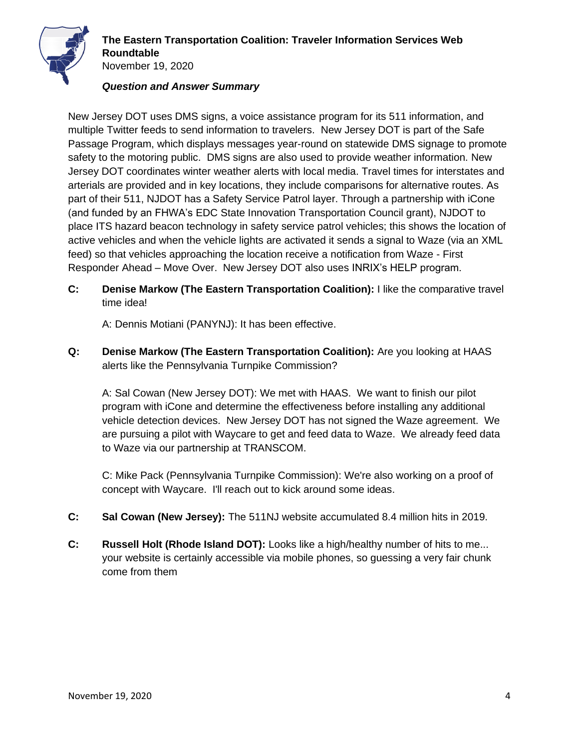New Jersey DOT uses DMS signs, a voice assistance program for its 511 information, and multiple Twitter feeds to send information to travelers. New Jersey DOT is part of the Safe Passage Program, which displays messages year-round on statewide DMS signage to promote safety to the motoring public. DMS signs are also used to provide weather information. New Jersey DOT coordinates winter weather alerts with local media. Travel times for interstates and arterials are provided and in key locations, they include comparisons for alternative routes. As part of their 511, NJDOT has a Safety Service Patrol layer. Through a partnership with iCone (and funded by an FHWA's EDC State Innovation Transportation Council grant), NJDOT to place ITS hazard beacon technology in safety service patrol vehicles; this shows the location of active vehicles and when the vehicle lights are activated it sends a signal to Waze (via an XML feed) so that vehicles approaching the location receive a notification from Waze - First Responder Ahead – Move Over. New Jersey DOT also uses INRIX's HELP program.

**C: Denise Markow (The Eastern Transportation Coalition):** I like the comparative travel time idea!

A: Dennis Motiani (PANYNJ): It has been effective.

**Q: Denise Markow (The Eastern Transportation Coalition):** Are you looking at HAAS alerts like the Pennsylvania Turnpike Commission?

A: Sal Cowan (New Jersey DOT): We met with HAAS. We want to finish our pilot program with iCone and determine the effectiveness before installing any additional vehicle detection devices. New Jersey DOT has not signed the Waze agreement. We are pursuing a pilot with Waycare to get and feed data to Waze. We already feed data to Waze via our partnership at TRANSCOM.

C: Mike Pack (Pennsylvania Turnpike Commission): We're also working on a proof of concept with Waycare. I'll reach out to kick around some ideas.

**C: Sal Cowan (New Jersey):** The 511NJ website accumulated 8.4 million hits in 2019.

**C: Russell Holt (Rhode Island DOT):** Looks like a high/healthy number of hits to me... your website is certainly accessible via mobile phones, so guessing a very fair chunk come from them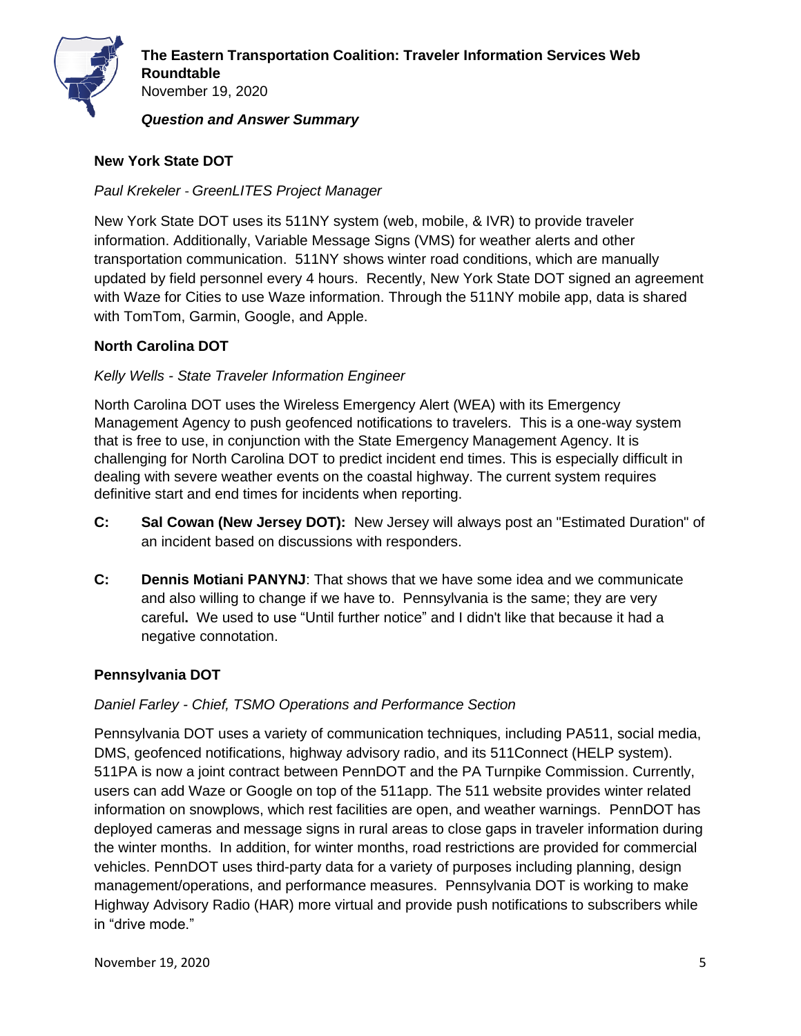**New York State DOT**

*Paul Krekeler - GreenLITES Project Manager*

New York State DOT uses its 511NY system (web, mobile, & IVR) to provide traveler information. Additionally, Variable Message Signs (VMS) for weather alerts and other transportation communication. 511NY shows winter road conditions, which are manually updated by field personnel every 4 hours. Recently, New York State DOT signed an agreement with Waze for Cities to use Waze information. Through the 511NY mobile app, data is shared with TomTom, Garmin, Google, and Apple.

**North Carolina DOT**

*Kelly Wells - State Traveler Information Engineer*

North Carolina DOT uses the Wireless Emergency Alert (WEA) with its Emergency Management Agency to push geofenced notifications to travelers. This is a one-way system that is free to use, in conjunction with the State Emergency Management Agency. It is challenging for North Carolina DOT to predict incident end times. This is especially difficult in dealing with severe weather events on the coastal highway. The current system requires definitive start and end times for incidents when reporting.

**C:** **Sal Cowan (New Jersey DOT):** New Jersey will always post an "Estimated Duration" of an incident based on discussions with responders.

**C:** **Dennis Motiani PANYNJ**: That shows that we have some idea and we communicate and also willing to change if we have to. Pennsylvania is the same; they are very careful**.** We used to use "Until further notice" and I didn't like that because it had a negative connotation.

**Pennsylvania DOT**

*Daniel Farley - Chief, TSMO Operations and Performance Section*

Pennsylvania DOT uses a variety of communication techniques, including PA511, social media, DMS, geofenced notifications, highway advisory radio, and its 511Connect (HELP system). 511PA is now a joint contract between PennDOT and the PA Turnpike Commission. Currently, users can add Waze or Google on top of the 511app. The 511 website provides winter related information on snowplows, which rest facilities are open, and weather warnings. PennDOT has deployed cameras and message signs in rural areas to close gaps in traveler information during the winter months. In addition, for winter months, road restrictions are provided for commercial vehicles. PennDOT uses third-party data for a variety of purposes including planning, design management/operations, and performance measures. Pennsylvania DOT is working to make Highway Advisory Radio (HAR) more virtual and provide push notifications to subscribers while in "drive mode."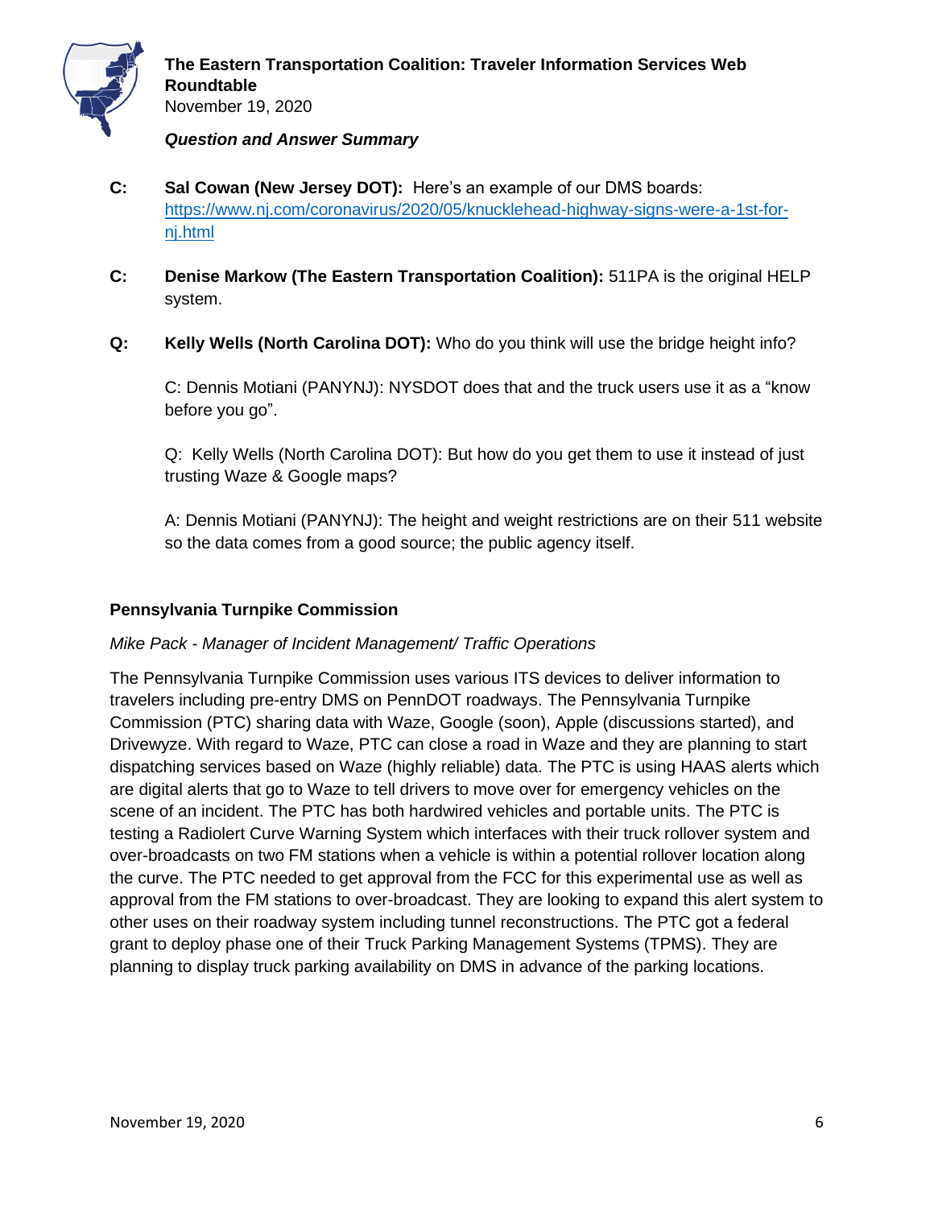**C:** **Sal Cowan (New Jersey DOT):** Here's an example of our DMS boards: https://www.nj.com/coronavirus/2020/05/knucklehead-highway-signs-were-a-1st-for-nj.html

**C:** **Denise Markow (The Eastern Transportation Coalition):** 511PA is the original HELP system.

**Q:** **Kelly Wells (North Carolina DOT):** Who do you think will use the bridge height info?

C: Dennis Motiani (PANYNJ): NYSDOT does that and the truck users use it as a "know before you go".

Q: Kelly Wells (North Carolina DOT): But how do you get them to use it instead of just trusting Waze & Google maps?

A: Dennis Motiani (PANYNJ): The height and weight restrictions are on their 511 website so the data comes from a good source; the public agency itself.

## Pennsylvania Turnpike Commission

*Mike Pack - Manager of Incident Management/ Traffic Operations*

The Pennsylvania Turnpike Commission uses various ITS devices to deliver information to travelers including pre-entry DMS on PennDOT roadways. The Pennsylvania Turnpike Commission (PTC) sharing data with Waze, Google (soon), Apple (discussions started), and Drivewyze. With regard to Waze, PTC can close a road in Waze and they are planning to start dispatching services based on Waze (highly reliable) data. The PTC is using HAAS alerts which are digital alerts that go to Waze to tell drivers to move over for emergency vehicles on the scene of an incident. The PTC has both hardwired vehicles and portable units. The PTC is testing a Radiolert Curve Warning System which interfaces with their truck rollover system and over-broadcasts on two FM stations when a vehicle is within a potential rollover location along the curve. The PTC needed to get approval from the FCC for this experimental use as well as approval from the FM stations to over-broadcast. They are looking to expand this alert system to other uses on their roadway system including tunnel reconstructions. The PTC got a federal grant to deploy phase one of their Truck Parking Management Systems (TPMS). They are planning to display truck parking availability on DMS in advance of the parking locations.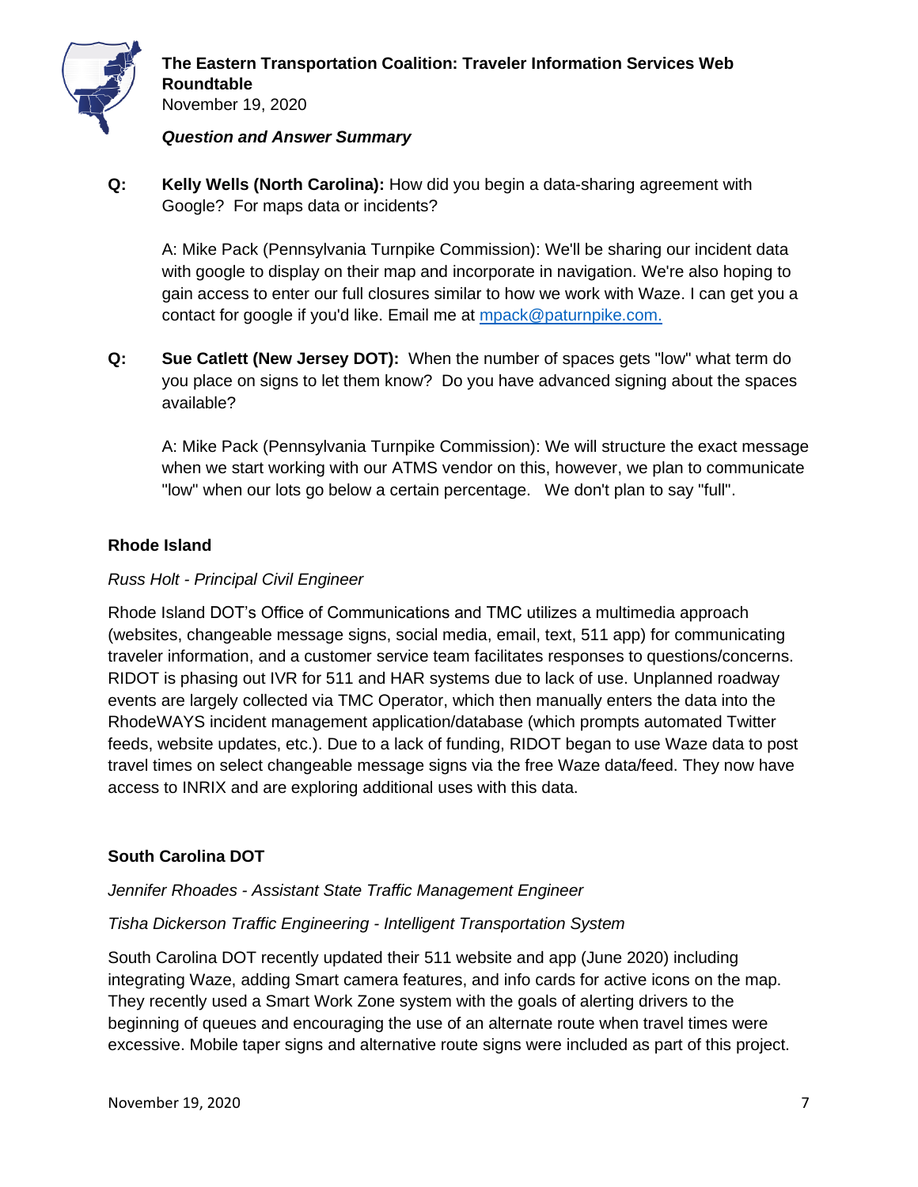**Q: Kelly Wells (North Carolina):** How did you begin a data-sharing agreement with Google? For maps data or incidents?

A: Mike Pack (Pennsylvania Turnpike Commission): We'll be sharing our incident data with google to display on their map and incorporate in navigation. We're also hoping to gain access to enter our full closures similar to how we work with Waze. I can get you a contact for google if you'd like. Email me at [mpack@paturnpike.com.](mailto:mpack@paturnpike.com)

**Q: Sue Catlett (New Jersey DOT):** When the number of spaces gets "low" what term do you place on signs to let them know? Do you have advanced signing about the spaces available?

A: Mike Pack (Pennsylvania Turnpike Commission): We will structure the exact message when we start working with our ATMS vendor on this, however, we plan to communicate "low" when our lots go below a certain percentage. We don't plan to say "full".

## Rhode Island

*Russ Holt - Principal Civil Engineer*

Rhode Island DOT's Office of Communications and TMC utilizes a multimedia approach (websites, changeable message signs, social media, email, text, 511 app) for communicating traveler information, and a customer service team facilitates responses to questions/concerns. RIDOT is phasing out IVR for 511 and HAR systems due to lack of use. Unplanned roadway events are largely collected via TMC Operator, which then manually enters the data into the RhodeWAYS incident management application/database (which prompts automated Twitter feeds, website updates, etc.). Due to a lack of funding, RIDOT began to use Waze data to post travel times on select changeable message signs via the free Waze data/feed. They now have access to INRIX and are exploring additional uses with this data.

## South Carolina DOT

*Jennifer Rhoades - Assistant State Traffic Management Engineer*

*Tisha Dickerson Traffic Engineering - Intelligent Transportation System*

South Carolina DOT recently updated their 511 website and app (June 2020) including integrating Waze, adding Smart camera features, and info cards for active icons on the map. They recently used a Smart Work Zone system with the goals of alerting drivers to the beginning of queues and encouraging the use of an alternate route when travel times were excessive. Mobile taper signs and alternative route signs were included as part of this project.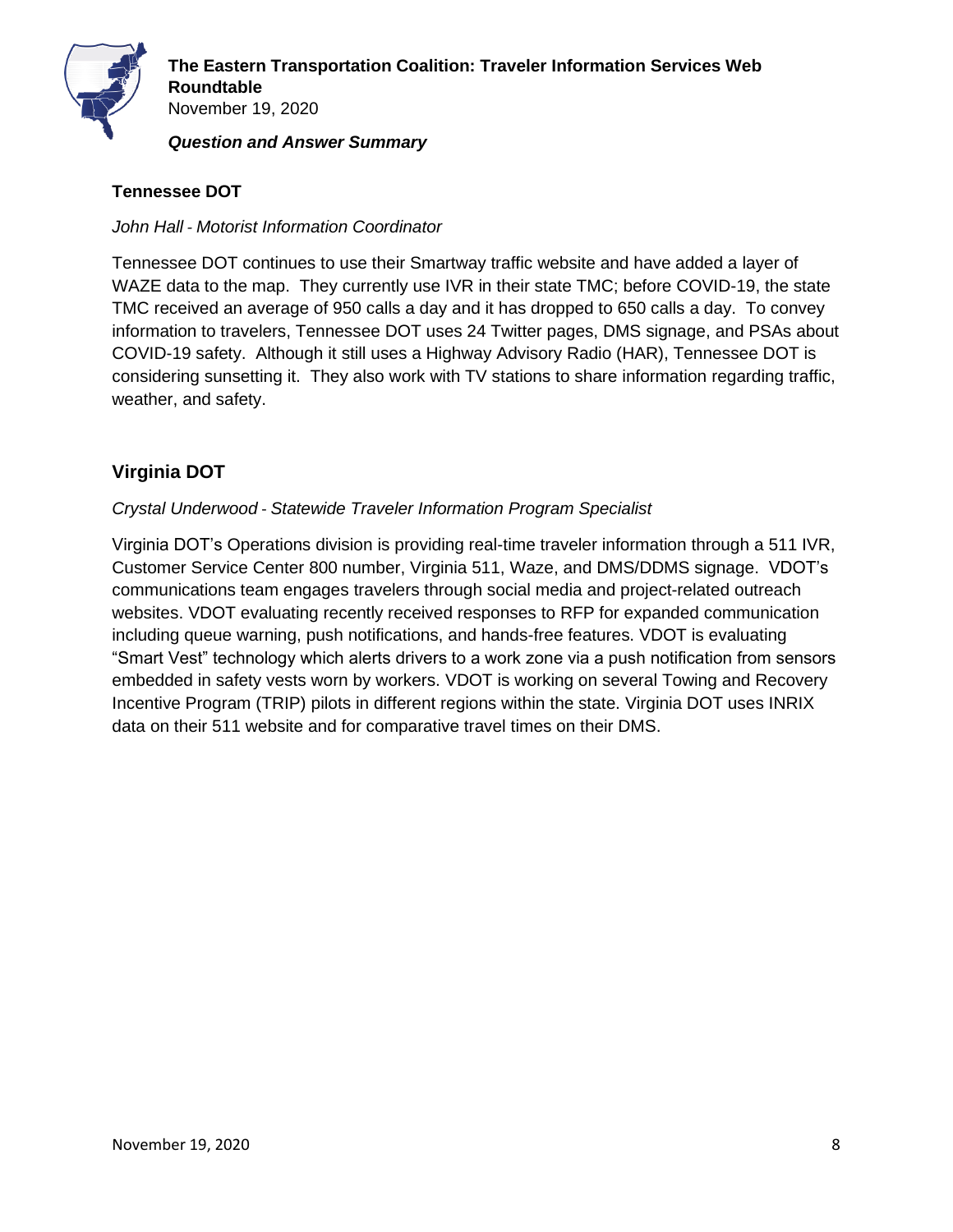### Tennessee DOT

*John Hall - Motorist Information Coordinator*

Tennessee DOT continues to use their Smartway traffic website and have added a layer of WAZE data to the map. They currently use IVR in their state TMC; before COVID-19, the state TMC received an average of 950 calls a day and it has dropped to 650 calls a day. To convey information to travelers, Tennessee DOT uses 24 Twitter pages, DMS signage, and PSAs about COVID-19 safety. Although it still uses a Highway Advisory Radio (HAR), Tennessee DOT is considering sunsetting it. They also work with TV stations to share information regarding traffic, weather, and safety.

## Virginia DOT

*Crystal Underwood - Statewide Traveler Information Program Specialist*

Virginia DOT's Operations division is providing real-time traveler information through a 511 IVR, Customer Service Center 800 number, Virginia 511, Waze, and DMS/DDMS signage. VDOT's communications team engages travelers through social media and project-related outreach websites. VDOT evaluating recently received responses to RFP for expanded communication including queue warning, push notifications, and hands-free features. VDOT is evaluating "Smart Vest" technology which alerts drivers to a work zone via a push notification from sensors embedded in safety vests worn by workers. VDOT is working on several Towing and Recovery Incentive Program (TRIP) pilots in different regions within the state. Virginia DOT uses INRIX data on their 511 website and for comparative travel times on their DMS.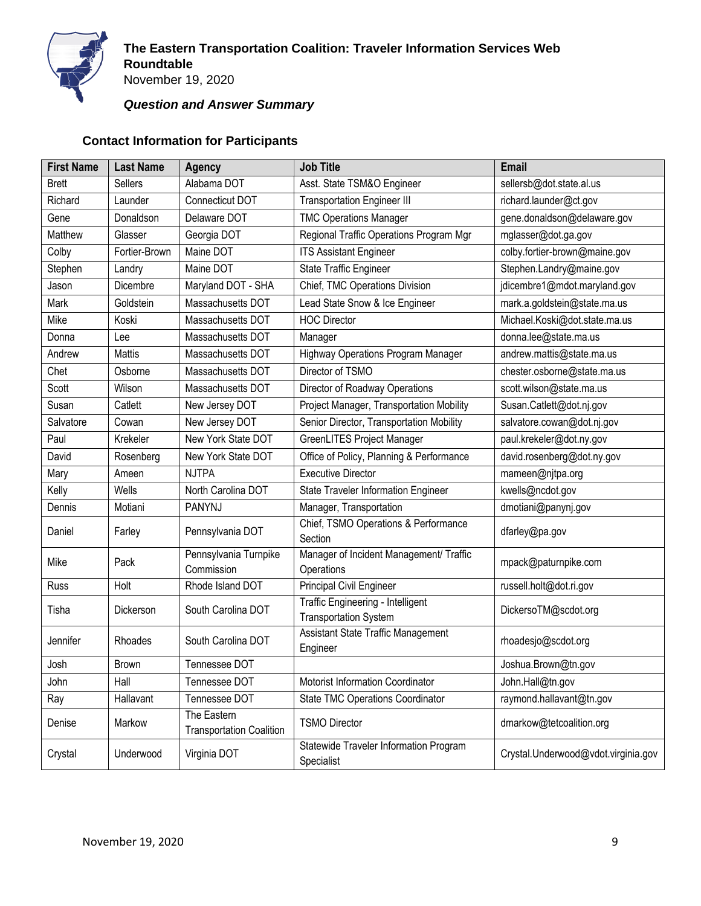**The Eastern Transportation Coalition: Traveler Information Services Web Roundtable**
November 19, 2020

***Question and Answer Summary***

### Contact Information for Participants

| First Name | Last Name | Agency | Job Title | Email |
|---|---|---|---|---|
| Brett | Sellers | Alabama DOT | Asst. State TSM&O Engineer | sellersb@dot.state.al.us |
| Richard | Launder | Connecticut DOT | Transportation Engineer III | richard.launder@ct.gov |
| Gene | Donaldson | Delaware DOT | TMC Operations Manager | gene.donaldson@delaware.gov |
| Matthew | Glasser | Georgia DOT | Regional Traffic Operations Program Mgr | mglasser@dot.ga.gov |
| Colby | Fortier-Brown | Maine DOT | ITS Assistant Engineer | colby.fortier-brown@maine.gov |
| Stephen | Landry | Maine DOT | State Traffic Engineer | Stephen.Landry@maine.gov |
| Jason | Dicembre | Maryland DOT - SHA | Chief, TMC Operations Division | jdicembre1@mdot.maryland.gov |
| Mark | Goldstein | Massachusetts DOT | Lead State Snow & Ice Engineer | mark.a.goldstein@state.ma.us |
| Mike | Koski | Massachusetts DOT | HOC Director | Michael.Koski@dot.state.ma.us |
| Donna | Lee | Massachusetts DOT | Manager | donna.lee@state.ma.us |
| Andrew | Mattis | Massachusetts DOT | Highway Operations Program Manager | andrew.mattis@state.ma.us |
| Chet | Osborne | Massachusetts DOT | Director of TSMO | chester.osborne@state.ma.us |
| Scott | Wilson | Massachusetts DOT | Director of Roadway Operations | scott.wilson@state.ma.us |
| Susan | Catlett | New Jersey DOT | Project Manager, Transportation Mobility | Susan.Catlett@dot.nj.gov |
| Salvatore | Cowan | New Jersey DOT | Senior Director, Transportation Mobility | salvatore.cowan@dot.nj.gov |
| Paul | Krekeler | New York State DOT | GreenLITES Project Manager | paul.krekeler@dot.ny.gov |
| David | Rosenberg | New York State DOT | Office of Policy, Planning & Performance | david.rosenberg@dot.ny.gov |
| Mary | Ameen | NJTPA | Executive Director | mameen@njtpa.org |
| Kelly | Wells | North Carolina DOT | State Traveler Information Engineer | kwells@ncdot.gov |
| Dennis | Motiani | PANYNJ | Manager, Transportation | dmotiani@panynj.gov |
| Daniel | Farley | Pennsylvania DOT | Chief, TSMO Operations & Performance Section | dfarley@pa.gov |
| Mike | Pack | Pennsylvania Turnpike Commission | Manager of Incident Management/ Traffic Operations | mpack@paturnpike.com |
| Russ | Holt | Rhode Island DOT | Principal Civil Engineer | russell.holt@dot.ri.gov |
| Tisha | Dickerson | South Carolina DOT | Traffic Engineering - Intelligent Transportation System | DickersoTM@scdot.org |
| Jennifer | Rhoades | South Carolina DOT | Assistant State Traffic Management Engineer | rhoadesjo@scdot.org |
| Josh | Brown | Tennessee DOT | | Joshua.Brown@tn.gov |
| John | Hall | Tennessee DOT | Motorist Information Coordinator | John.Hall@tn.gov |
| Ray | Hallavant | Tennessee DOT | State TMC Operations Coordinator | raymond.hallavant@tn.gov |
| Denise | Markow | The Eastern Transportation Coalition | TSMO Director | dmarkow@tetcoalition.org |
| Crystal | Underwood | Virginia DOT | Statewide Traveler Information Program Specialist | Crystal.Underwood@vdot.virginia.gov |